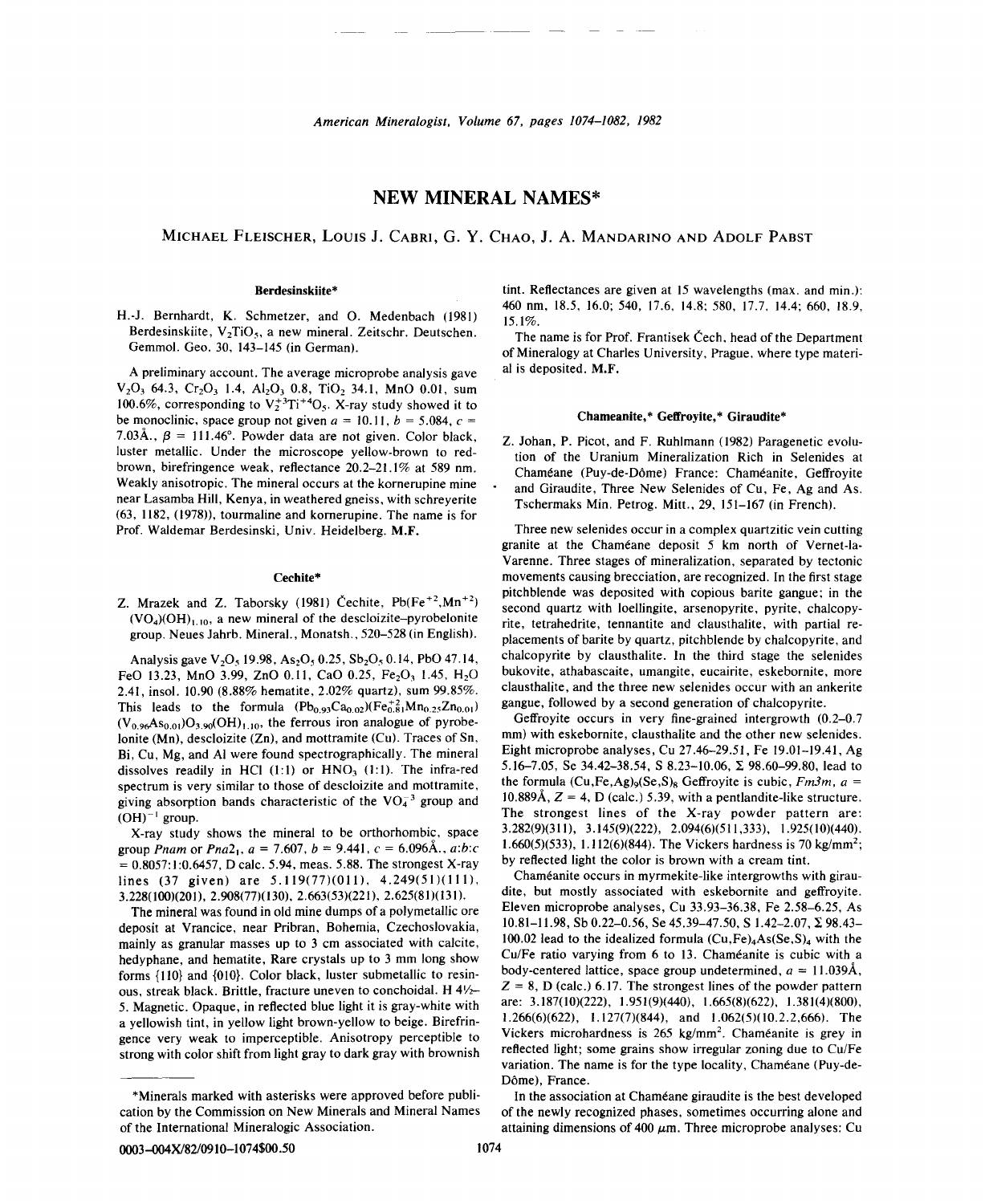# NEW MINERAL NAMES*

MICHAEL FLEISCHER, LOUIS J. CABRI, G. Y. CHAO, J. A. MANDARINO AND ADOLF PABST

## Berdesinskiite*

H.-J. Bernhardt, K. Schmetzer, and O. Medenbach (1981) Berdesinskiite, $V_2TiO_5$, a new mineral. Zeitschr. Deutschen. Gemmol. Geo. 30, 143–145 (in German).

A preliminary account. The average microprobe analysis gave $V_2O_3$ 64.3, $Cr_2O_3$ 1.4, $Al_2O_3$ 0.8, $TiO_2$ 34.1, MnO 0.01, sum 100.6%, corresponding to $V_2^{+3}Ti^{+4}O_5$. X-ray study showed it to be monoclinic, space group not given $a = 10.11$, $b = 5.084$, $c = 7.03$Å., $\beta = 111.46°$. Powder data are not given. Color black, luster metallic. Under the microscope yellow-brown to red-brown, birefringence weak, reflectance 20.2–21.1% at 589 nm. Weakly anisotropic. The mineral occurs at the kornerupine mine near Lasamba Hill, Kenya, in weathered gneiss, with schreyerite (63, 1182, (1978)), tourmaline and kornerupine. The name is for Prof. Waldemar Berdesinski, Univ. Heidelberg. **M.F.**

## Cechite*

Z. Mrazek and Z. Taborsky (1981) Čechite, $Pb(Fe^{+2},Mn^{+2})(VO_4)(OH)_{1.10}$, a new mineral of the descloizite–pyrobelonite group. Neues Jahrb. Mineral., Monatsh., 520–528 (in English).

Analysis gave $V_2O_5$ 19.98, $As_2O_5$ 0.25, $Sb_2O_5$ 0.14, PbO 47.14, FeO 13.23, MnO 3.99, ZnO 0.11, CaO 0.25, $Fe_2O_3$ 1.45, $H_2O$ 2.41, insol. 10.90 (8.88% hematite, 2.02% quartz), sum 99.85%. This leads to the formula $(Pb_{0.93}Ca_{0.02})(Fe^{+2}_{0.81}Mn_{0.25}Zn_{0.01})(V_{0.96}As_{0.01})O_{3.90}(OH)_{1.10}$, the ferrous iron analogue of pyrobelonite (Mn), descloizite (Zn), and mottramite (Cu). Traces of Sn, Bi, Cu, Mg, and Al were found spectrographically. The mineral dissolves readily in HCl (1:1) or $HNO_3$ (1:1). The infra-red spectrum is very similar to those of descloizite and mottramite, giving absorption bands characteristic of the $VO_4^{-3}$ group and $(OH)^{-1}$ group.

X-ray study shows the mineral to be orthorhombic, space group *Pnam* or $Pna2_1$, $a = 7.607$, $b = 9.441$, $c = 6.096$Å., $a:b:c = 0.8057:1:0.6457$, D calc. 5.94, meas. 5.88. The strongest X-ray lines (37 given) are 5.119(77)(011), 4.249(51)(111), 3.228(100)(201), 2.908(77)(130), 2.663(53)(221), 2.625(81)(131).

The mineral was found in old mine dumps of a polymetallic ore deposit at Vrancice, near Pribran, Bohemia, Czechoslovakia, mainly as granular masses up to 3 cm associated with calcite, hedyphane, and hematite. Rare crystals up to 3 mm long show forms {110} and {010}. Color black, luster submetallic to resinous, streak black. Brittle, fracture uneven to conchoidal. H 4½–5. Magnetic. Opaque, in reflected blue light it is gray-white with a yellowish tint, in yellow light brown-yellow to beige. Birefringence very weak to imperceptible. Anisotropy perceptible to strong with color shift from light gray to dark gray with brownish tint. Reflectances are given at 15 wavelengths (max. and min.): 460 nm, 18.5, 16.0; 540, 17.6, 14.8; 580, 17.7, 14.4; 660, 18.9, 15.1%.

The name is for Prof. Frantisek Čech, head of the Department of Mineralogy at Charles University, Prague, where type material is deposited. **M.F.**

## Chameanite,* Geffroyite,* Giraudite*

Z. Johan, P. Picot, and F. Ruhlmann (1982) Paragenetic evolution of the Uranium Mineralization Rich in Selenides at Chaméane (Puy-de-Dôme) France: Chaméanite, Geffroyite and Giraudite, Three New Selenides of Cu, Fe, Ag and As. Tschermaks Min. Petrog. Mitt., 29, 151–167 (in French).

Three new selenides occur in a complex quartzitic vein cutting granite at the Chaméane deposit 5 km north of Vernet-la-Varenne. Three stages of mineralization, separated by tectonic movements causing brecciation, are recognized. In the first stage pitchblende was deposited with copious barite gangue; in the second quartz with loellingite, arsenopyrite, pyrite, chalcopyrite, tetrahedrite, tennantite and clausthalite, with partial replacements of barite by quartz, pitchblende by chalcopyrite, and chalcopyrite by clausthalite. In the third stage the selenides bukovite, athabascaite, umangite, eucairite, eskebornite, more clausthalite, and the three new selenides occur with an ankerite gangue, followed by a second generation of chalcopyrite.

Geffroyite occurs in very fine-grained intergrowth (0.2–0.7 mm) with eskebornite, clausthalite and the other new selenides. Eight microprobe analyses, Cu 27.46–29.51, Fe 19.01–19.41, Ag 5.16–7.05, Sc 34.42–38.54, S 8.23–10.06, Σ 98.60–99.80, lead to the formula $(Cu,Fe,Ag)_9(Se,S)_8$ Geffroyite is cubic, *Fm3m*, $a = 10.889$Å, $Z = 4$, D (calc.) 5.39, with a pentlandite-like structure. The strongest lines of the X-ray powder pattern are: 3.282(9)(311), 3.145(9)(222), 2.094(6)(511,333), 1.925(10)(440). 1.660(5)(533), 1.112(6)(844). The Vickers hardness is 70 kg/mm². by reflected light the color is brown with a cream tint.

Chaméanite occurs in myrmekite-like intergrowths with giraudite, but mostly associated with eskebornite and geffroyite. Eleven microprobe analyses, Cu 33.93–36.38, Fe 2.58–6.25, As 10.81–11.98, Sb 0.22–0.56, Se 45.39–47.50, S 1.42–2.07, Σ 98.43–100.02 lead to the idealized formula $(Cu,Fe)_4As(Se,S)_4$ with the Cu/Fe ratio varying from 6 to 13. Chaméanite is cubic with a body-centered lattice, space group undetermined, $a = 11.039$Å, $Z = 8$, D (calc.) 6.17. The strongest lines of the powder pattern are: 3.187(10)(222), 1.951(9)(440), 1.665(8)(622), 1.381(4)(800), 1.266(6)(622), 1.127(7)(844), and 1.062(5)(10.2.2,666). The Vickers microhardness is 265 kg/mm². Chaméanite is grey in reflected light; some grains show irregular zoning due to Cu/Fe variation. The name is for the type locality, Chaméane (Puy-de-Dôme), France.

In the association at Chaméane giraudite is the best developed of the newly recognized phases, sometimes occurring alone and attaining dimensions of 400 μm. Three microprobe analyses: Cu

---

*Minerals marked with asterisks were approved before publication by the Commission on New Minerals and Mineral Names of the International Mineralogic Association.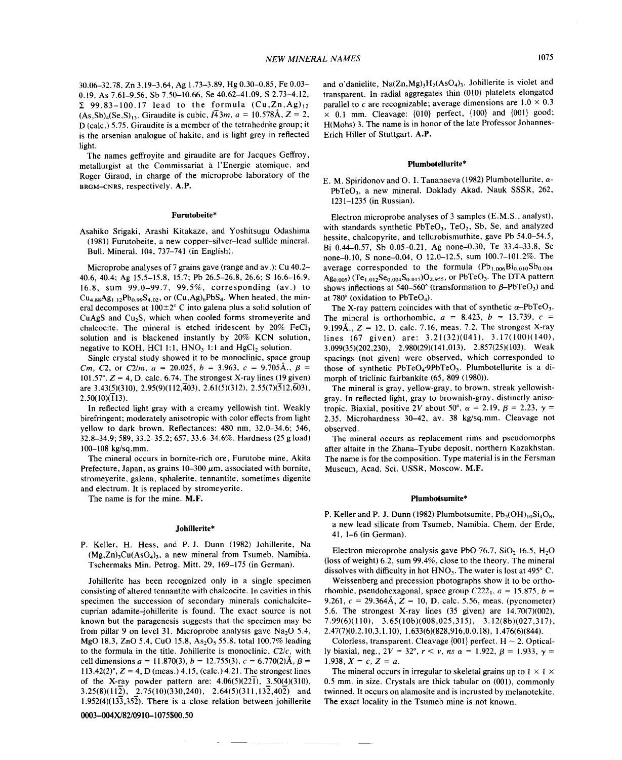30.06–32.78, Zn 3.19–3.64, Ag 1.73–3.89, Hg 0.30–0.85, Fe 0.03–0.19, As 7.61–9.56, Sb 7.50–10.66, Se 40.62–41.09, S 2.73–4.12, Σ 99.83–100.17 lead to the formula $(Cu,Zn,Ag)_{12}(As,Sb)_4(Se,S)_{13}$. Giraudite is cubic, $I\bar{4}3m$, $a$ = 10.578Å, $Z$ = 2, D (calc.) 5.75. Giraudite is a member of the tetrahedrite group; it is the arsenian analogue of hakite, and is light grey in reflected light.

The names geffroyite and giraudite are for Jacques Geffroy, metallurgist at the Commissariat à l'Energie atomique, and Roger Giraud, in charge of the microprobe laboratory of the BRGM–CNRS, respectively. **A.P.**

## Furutobeite*

Asahiko Srigaki, Arashi Kitakaze, and Yoshitsugu Odashima (1981) Furutobeite, a new copper–silver–lead sulfide mineral. Bull. Mineral. 104, 737–741 (in English).

Microprobe analyses of 7 grains gave (range and av.): Cu 40.2–40.6, 40.4; Ag 15.5–15.8, 15.7; Pb 26.5–26.8, 26.6; S 16.6–16.9, 16.8, sum 99.0–99.7, 99.5%, corresponding (av.) to $Cu_{4.88}Ag_{1.12}Pb_{0.99}S_{4.02}$, or $(Cu,Ag)_6PbS_4$. When heated, the mineral decomposes at 100±2° C into galena plus a solid solution of CuAgS and $Cu_2S$, which when cooled forms stromeyerite and chalcocite. The mineral is etched iridescent by 20% $FeCl_3$ solution and is blackened instantly by 20% KCN solution, negative to KOH, HCl 1:1, $HNO_3$ 1:1 and $HgCl_2$ solution.

Single crystal study showed it to be monoclinic, space group *Cm*, *C*2, or *C*2/*m*, $a$ = 20.025, $b$ = 3.963, $c$ = 9.705Å., $\beta$ = 101.57°. $Z$ = 4, D. calc. 6.74. The strongest X-ray lines (19 given) are 3.43(5)(310), 2.95(9)(112,$\bar{4}$03), 2.61(5)(312), 2.55(7)($\bar{5}$12,$\bar{6}$03), 2.50(10)($\bar{1}$13).

In reflected light gray with a creamy yellowish tint. Weakly birefringent; moderately anisotropic with color effects from light yellow to dark brown. Reflectances: 480 nm, 32.0–34.6; 546, 32.8–34.9; 589, 33.2–35.2; 657, 33.6–34.6%. Hardness (25 g load) 100–108 kg/sq.mm.

The mineral occurs in bornite-rich ore, Furutobe mine, Akita Prefecture, Japan, as grains 10–300 μm, associated with bornite, stromeyerite, galena, sphalerite, tennantite, sometimes digenite and electrum. It is replaced by stromeyerite.

The name is for the mine. **M.F.**

## Johillerite*

P. Keller, H. Hess, and P. J. Dunn (1982) Johillerite, $Na(Mg,Zn)_3Cu(AsO_4)_3$, a new mineral from Tsumeb, Namibia. Tschermaks Min. Petrog. Mitt. 29, 169–175 (in German).

Johillerite has been recognized only in a single specimen consisting of altered tennantite with chalcocite. In cavities in this specimen the succession of secondary minerals conichalcite–cuprian adamite–johillerite is found. The exact source is not known but the paragenesis suggests that the specimen may be from pillar 9 on level 31. Microprobe analysis gave $Na_2O$ 5.4, MgO 18.3, ZnO 5.4, CuO 15.8, $As_2O_5$ 55.8, total 100.7% leading to the formula in the title. Johillerite is monoclinic, *C*2/*c*, with cell dimensions $a$ = 11.870(3), $b$ = 12.755(3), $c$ = 6.770(2)Å, $\beta$ = 113.42(2)°, $Z$ = 4, D (meas.) 4.15, (calc.) 4.21. The strongest lines of the X-ray powder pattern are: 4.06(5)(22$\bar{1}$), 3.50(4)(310), 3.25(8)(11$\bar{2}$), 2.75(10)(330,240), 2.64(5)(311,1$\bar{3}$2,40$\bar{2}$) and 1.952(4)(1$\bar{3}\bar{3}$,35$\bar{2}$). There is a close relation between johillerite and o'danielite, $Na(Zn,Mg)_3H_2(AsO_4)_3$. Johillerite is violet and transparent. In radial aggregates thin (010) platelets elongated parallel to $c$ are recognizable; average dimensions are 1.0 × 0.3 × 0.1 mm. Cleavage: {010} perfect, {100} and {001} good; H(Mohs) 3. The name is in honor of the late Professor Johannes-Erich Hiller of Stuttgart. **A.P.**

## Plumbotellurite*

E. M. Spiridonov and O. I. Tananaeva (1982) Plumbotellurite, α-$PbTeO_3$, a new mineral. Doklady Akad. Nauk SSSR, 262, 1231–1235 (in Russian).

Electron microprobe analyses of 3 samples (E.M.S., analyst), with standards synthetic $PbTeO_3$, $TeO_2$, Sb, Se, and analyzed hessite, chalcopyrite, and tellurobismuthite, gave Pb 54.0–54.5, Bi 0.44–0.57, Sb 0.05–0.21, Ag none–0.30, Te 33.4–33.8, Se none–0.10, S none–0.04, O 12.0–12.5, sum 100.7–101.2%. The average corresponded to the formula $(Pb_{1.006}Bi_{0.010}Sb_{0.004}Ag_{0.005})(Te_{1.012}Se_{0.004}S_{0.015})O_{2.955}$, or $PbTeO_3$. The DTA pattern shows inflections at 540–560° (transformation to β-$PbTeO_3$) and at 780° (oxidation to $PbTeO_4$).

The X-ray pattern coincides with that of synthetic α-$PbTeO_3$. The mineral is orthorhombic, $a$ = 8.423, $b$ = 13.739, $c$ = 9.199Å., $Z$ = 12, D. calc. 7.16, meas. 7.2. The strongest X-ray lines (67 given) are: 3.21(32)(041), 3.17(100)(140), 3.099(35)(202,230), 2.980(29)(141,013), 2.857(25)(103). Weak spacings (not given) were observed, which corresponded to those of synthetic $PbTeO_4$·9$PbTeO_3$. Plumbotellurite is a dimorph of triclinic fairbankite (65, 809 (1980)).

The mineral is gray, yellow-gray, to brown, streak yellowish-gray. In reflected light, gray to brownish-gray, distinctly anisotropic. Biaxial, positive 2V about 50°, α = 2.19, β = 2.23, γ = 2.35. Microhardness 30–42, av. 38 kg/sq.mm. Cleavage not observed.

The mineral occurs as replacement rims and pseudomorphs after altaite in the Zhana–Tyube deposit, northern Kazakhstan. The name is for the composition. Type material is in the Fersman Museum, Acad. Sci. USSR, Moscow. **M.F.**

## Plumbotsumite*

P. Keller and P. J. Dunn (1982) Plumbotsumite, $Pb_5(OH)_{10}Si_4O_8$, a new lead silicate from Tsumeb, Namibia. Chem. der Erde, 41, 1–6 (in German).

Electron microprobe analysis gave PbO 76.7, $SiO_2$ 16.5, $H_2O$ (loss of weight) 6.2, sum 99.4%, close to the theory. The mineral dissolves with difficulty in hot $HNO_3$. The water is lost at 495° C.

Weissenberg and precession photographs show it to be orthorhombic, pseudohexagonal, space group $C222_1$, $a$ = 15.875, $b$ = 9.261, $c$ = 29.364Å, $Z$ = 10, D. calc. 5.56, meas. (pycnometer) 5.6. The strongest X-ray lines (35 given) are 14.70(7)(002), 7.99(6)(110), 3.65(10b)(008,025,315), 3.12(8b)(027,317), 2.47(7)(0.2.10,3.1.10), 1.633(6)(828,916,0.0.18), 1.476(6)(844).

Colorless, transparent. Cleavage {001} perfect. H ~ 2. Optically biaxial, neg., 2V = 32°, $r < v$, $ns$ α = 1.922, β = 1.933, γ = 1.938, $X = c$, $Z = a$.

The mineral occurs in irregular to skeletal grains up to 1 × 1 × 0.5 mm. in size. Crystals are thick tabular on (001), commonly twinned. It occurs on alamosite and is incrusted by melanotekite. The exact locality in the Tsumeb mine is not known.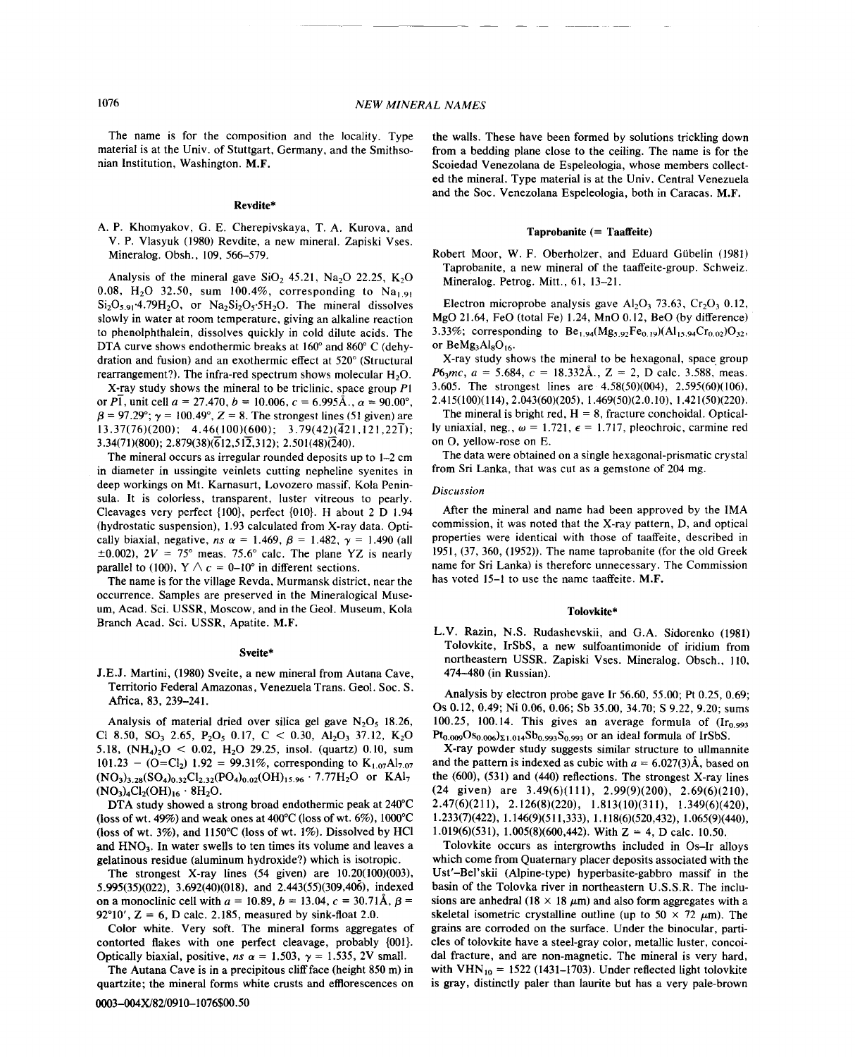The name is for the composition and the locality. Type material is at the Univ. of Stuttgart, Germany, and the Smithsonian Institution, Washington. **M.F.**

## Revdite*

A. P. Khomyakov, G. E. Cherepivskaya, T. A. Kurova, and V. P. Vlasyuk (1980) Revdite, a new mineral. Zapiski Vses. Mineralog. Obsh., 109, 566–579.

Analysis of the mineral gave $SiO_2$ 45.21, $Na_2O$ 22.25, $K_2O$ 0.08, $H_2O$ 32.50, sum 100.4%, corresponding to $Na_{1.91}Si_2O_{5.91}\cdot4.79H_2O$, or $Na_2Si_2O_5\cdot5H_2O$. The mineral dissolves slowly in water at room temperature, giving an alkaline reaction to phenolphthalein, dissolves quickly in cold dilute acids. The DTA curve shows endothermic breaks at 160° and 860° C (dehydration and fusion) and an exothermic effect at 520° (Structural rearrangement?). The infra-red spectrum shows molecular $H_2O$.

X-ray study shows the mineral to be triclinic, space group $P1$ or $P\bar{1}$, unit cell $a$ = 27.470, $b$ = 10.006, $c$ = 6.995Å., $\alpha$ = 90.00°, $\beta$ = 97.29°; $\gamma$ = 100.49°, Z = 8. The strongest lines (51 given) are 13.37(76)(200); 4.46(100)(600); 3.79(42)($\bar{4}$21,121,22$\bar{1}$); 3.34(71)(800); 2.879(38)($\bar{6}$12,51$\bar{2}$,312); 2.501(48)($\bar{2}$40).

The mineral occurs as irregular rounded deposits up to 1–2 cm in diameter in ussingite veinlets cutting nepheline syenites in deep workings on Mt. Karnasurt, Lovozero massif, Kola Peninsula. It is colorless, transparent, luster vitreous to pearly. Cleavages very perfect {100}, perfect {010}. H about 2 D 1.94 (hydrostatic suspension), 1.93 calculated from X-ray data. Optically biaxial, negative, $ns$ $\alpha$ = 1.469, $\beta$ = 1.482, $\gamma$ = 1.490 (all ±0.002), 2V = 75° meas. 75.6° calc. The plane YZ is nearly parallel to (100), Y ∧ $c$ = 0–10° in different sections.

The name is for the village Revda, Murmansk district, near the occurrence. Samples are preserved in the Mineralogical Museum, Acad. Sci. USSR, Moscow, and in the Geol. Museum, Kola Branch Acad. Sci. USSR, Apatite. **M.F.**

## Sveite*

J.E.J. Martini, (1980) Sveite, a new mineral from Autana Cave, Territorio Federal Amazonas, Venezuela Trans. Geol. Soc. S. Africa, 83, 239–241.

Analysis of material dried over silica gel gave $N_2O_5$ 18.26, Cl 8.50, $SO_3$ 2.65, $P_2O_5$ 0.17, C < 0.30, $Al_2O_3$ 37.12, $K_2O$ 5.18, $(NH_4)_2O$ < 0.02, $H_2O$ 29.25, insol. (quartz) 0.10, sum 101.23 − (O=$Cl_2$) 1.92 = 99.31%, corresponding to $K_{1.07}Al_{7.07}(NO_3)_{3.28}(SO_4)_{0.32}Cl_{2.32}(PO_4)_{0.02}(OH)_{15.96}\cdot7.77H_2O$ or $KAl_7(NO_3)_4Cl_2(OH)_{16}\cdot8H_2O$.

DTA study showed a strong broad endothermic peak at 240°C (loss of wt. 49%) and weak ones at 400°C (loss of wt. 6%), 1000°C (loss of wt. 3%), and 1150°C (loss of wt. 1%). Dissolved by HCl and $HNO_3$. In water swells to ten times its volume and leaves a gelatinous residue (aluminum hydroxide?) which is isotropic.

The strongest X-ray lines (54 given) are 10.20(100)(003), 5.995(35)(022), 3.692(40)(018), and 2.443(55)(309,40$\bar{6}$), indexed on a monoclinic cell with $a$ = 10.89, $b$ = 13.04, $c$ = 30.71Å, $\beta$ = 92°10′, Z = 6, D calc. 2.185, measured by sink-float 2.0.

Color white. Very soft. The mineral forms aggregates of contorted flakes with one perfect cleavage, probably {001}. Optically biaxial, positive, $ns$ $\alpha$ = 1.503, $\gamma$ = 1.535, 2V small.

The Autana Cave is in a precipitous cliff face (height 850 m) in quartzite; the mineral forms white crusts and efflorescences on the walls. These have been formed by solutions trickling down from a bedding plane close to the ceiling. The name is for the Scoiedad Venezolana de Espeleologia, whose members collected the mineral. Type material is at the Univ. Central Venezuela and the Soc. Venezolana Espeleologia, both in Caracas. **M.F.**

## Taprobanite (= Taaffeite)

Robert Moor, W. F. Oberholzer, and Eduard Gübelin (1981) Taprobanite, a new mineral of the taaffeite-group. Schweiz. Mineralog. Petrog. Mitt., 61, 13–21.

Electron microprobe analysis gave $Al_2O_3$ 73.63, $Cr_2O_3$ 0.12, MgO 21.64, FeO (total Fe) 1.24, MnO 0.12, BeO (by difference) 3.33%; corresponding to $Be_{1.94}(Mg_{5.92}Fe_{0.19})(Al_{15.94}Cr_{0.02})O_{32}$, or $BeMg_3Al_8O_{16}$.

X-ray study shows the mineral to be hexagonal, space group $P6_3mc$, $a$ = 5.684, $c$ = 18.332Å., Z = 2, D calc. 3.588, meas. 3.605. The strongest lines are 4.58(50)(004), 2.595(60)(106), 2.415(100)(114), 2.043(60)(205), 1.469(50)(2.0.10), 1.421(50)(220).

The mineral is bright red, H = 8, fracture conchoidal. Optically uniaxial, neg., $\omega$ = 1.721, $\epsilon$ = 1.717, pleochroic, carmine red on O, yellow-rose on E.

The data were obtained on a single hexagonal-prismatic crystal from Sri Lanka, that was cut as a gemstone of 204 mg.

### Discussion

After the mineral and name had been approved by the IMA commission, it was noted that the X-ray pattern, D, and optical properties were identical with those of taaffeite, described in 1951, (37, 360, (1952)). The name taprobanite (for the old Greek name for Sri Lanka) is therefore unnecessary. The Commission has voted 15–1 to use the name taaffeite. **M.F.**

## Tolovkite*

L.V. Razin, N.S. Rudashevskii, and G.A. Sidorenko (1981) Tolovkite, IrSbS, a new sulfoantimonide of iridium from northeastern USSR. Zapiski Vses. Mineralog. Obsch., 110, 474–480 (in Russian).

Analysis by electron probe gave Ir 56.60, 55.00; Pt 0.25, 0.69; Os 0.12, 0.49; Ni 0.06, 0.06; Sb 35.00, 34.70; S 9.22, 9.20; sums 100.25, 100.14. This gives an average formula of $(Ir_{0.993}Pt_{0.009}Os_{0.006})_{\Sigma1.014}Sb_{0.993}S_{0.993}$ or an ideal formula of IrSbS.

X-ray powder study suggests similar structure to ullmannite and the pattern is indexed as cubic with $a$ = 6.027(3)Å, based on the (600), (531) and (440) reflections. The strongest X-ray lines (24 given) are 3.49(6)(111), 2.99(9)(200), 2.69(6)(210), 2.47(6)(211), 2.126(8)(220), 1.813(10)(311), 1.349(6)(420), 1.233(7)(422), 1.146(9)(511,333), 1.118(6)(520,432), 1.065(9)(440), 1.019(6)(531), 1.005(8)(600,442). With Z = 4, D calc. 10.50.

Tolovkite occurs as intergrowths included in Os–Ir alloys which come from Quaternary placer deposits associated with the Ust'-Bel'skii (Alpine-type) hyperbasite-gabbro massif in the basin of the Tolovka river in northeastern U.S.S.R. The inclusions are anhedral (18 × 18 μm) and also form aggregates with a skeletal isometric crystalline outline (up to 50 × 72 μm). The grains are corroded on the surface. Under the binocular, particles of tolovkite have a steel-gray color, metallic luster, concoidal fracture, and are non-magnetic. The mineral is very hard, with $VHN_{10}$ = 1522 (1431–1703). Under reflected light tolovkite is gray, distinctly paler than laurite but has a very pale-brown

0003-004X/82/0910–1076$00.50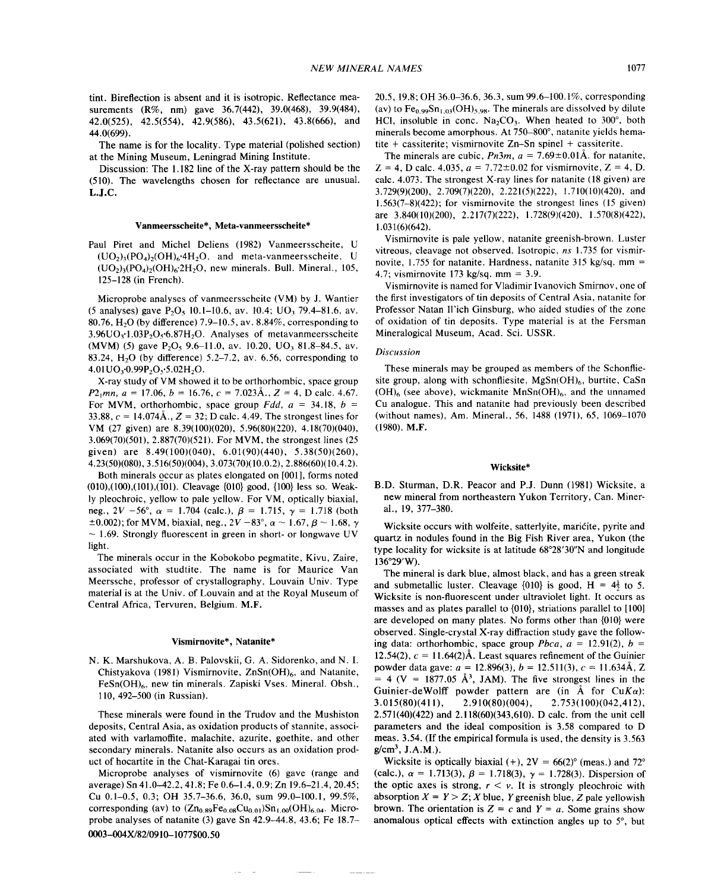tint. Bireflection is absent and it is isotropic. Reflectance measurements (R%, nm) gave 36.7(442), 39.0(468), 39.9(484), 42.0(525), 42.5(554), 42.9(586), 43.5(621), 43.8(666), and 44.0(699).

The name is for the locality. Type material (polished section) at the Mining Museum, Leningrad Mining Institute.

Discussion: The 1.182 line of the X-ray pattern should be the (510). The wavelengths chosen for reflectance are unusual. **L.J.C.**

### Vanmeersscheite*, Meta-vanmeersscheite*

Paul Piret and Michel Deliens (1982) Vanmeersscheite, U $(UO_2)_3(PO_4)_2(OH)_6 \cdot 4H_2O$, and meta-vanmeersscheite, U $(UO_2)_3(PO_4)_2(OH)_6 \cdot 2H_2O$, new minerals. Bull. Mineral., 105, 125–128 (in French).

Microprobe analyses of vanmeersscheite (VM) by J. Wantier (5 analyses) gave $P_2O_5$ 10.1–10.6, av. 10.4; $UO_3$ 79.4–81.6, av. 80.76, $H_2O$ (by difference) 7.9–10.5, av. 8.84%, corresponding to $3.96UO_3 \cdot 1.03P_2O_5 \cdot 6.87H_2O$. Analyses of metavanmeersscheite (MVM) (5) gave $P_2O_5$ 9.6–11.0, av. 10.20, $UO_3$ 81.8–84.5, av. 83.24, $H_2O$ (by difference) 5.2–7.2, av. 6.56, corresponding to $4.01UO_3 \cdot 0.99P_2O_5 \cdot 5.02H_2O$.

X-ray study of VM showed it to be orthorhombic, space group $P2_1mn$, $a$ = 17.06, $b$ = 16.76, $c$ = 7.023Å., Z = 4, D calc. 4.67. For MVM, orthorhombic, space group $Fdd$, $a$ = 34.18, $b$ = 33.88, $c$ = 14.074Å., Z = 32; D calc. 4.49. The strongest lines for VM (27 given) are 8.39(100)(020), 5.96(80)(220), 4.18(70)(040), 3.069(70)(501), 2.887(70)(521). For MVM, the strongest lines (25 given) are 8.49(100)(040), 6.01(90)(440), 5.38(50)(260), 4.23(50)(080), 3.516(50)(004), 3.073(70)(10.0.2), 2.886(60)(10.4.2).

Both minerals occur as plates elongated on [001], forms noted (010),(100),(101),($\bar{1}$01). Cleavage {010} good, {100} less so. Weakly pleochroic, yellow to pale yellow. For VM, optically biaxial, neg., 2V −56°, $\alpha$ = 1.704 (calc.), $\beta$ = 1.715, $\gamma$ = 1.718 (both ±0.002); for MVM, biaxial, neg., 2V −83°, $\alpha$ ~ 1.67, $\beta$ ~ 1.68, $\gamma$ ~ 1.69. Strongly fluorescent in green in short- or longwave UV light.

The minerals occur in the Kobokobo pegmatite, Kivu, Zaire, associated with studtite. The name is for Maurice Van Meerssche, professor of crystallography, Louvain Univ. Type material is at the Univ. of Louvain and at the Royal Museum of Central Africa, Tervuren, Belgium. **M.F.**

### Vismirnovite*, Natanite*

N. K. Marshukova, A. B. Palovskii, G. A. Sidorenko, and N. I. Chistyakova (1981) Vismirnovite, $ZnSn(OH)_6$, and Natanite, $FeSn(OH)_6$, new tin minerals. Zapiski Vses. Mineral. Obsh., 110, 492–500 (in Russian).

These minerals were found in the Trudov and the Mushiston deposits, Central Asia, as oxidation products of stannite, associated with varlamoffite, malachite, azurite, goethite, and other secondary minerals. Natanite also occurs as an oxidation product of hocartite in the Chat-Karagai tin ores.

Microprobe analyses of vismirnovite (6) gave (range and average) Sn 41.0–42.2, 41.8; Fe 0.6–1.4, 0.9; Zn 19.6–21.4, 20.45; Cu 0.1–0.5, 0.3; OH 35.7–36.6, 36.0, sum 99.0–100.1, 99.5%, corresponding (av) to $(Zn_{0.89}Fe_{0.08}Cu_{0.01})Sn_{1.00}(OH)_{6.04}$. Microprobe analyses of natanite (3) gave Sn 42.9–44.8, 43.6; Fe 18.7–20.5, 19.8; OH 36.0–36.6, 36.3, sum 99.6–100.1%, corresponding (av) to $Fe_{0.99}Sn_{1.03}(OH)_{5.98}$. The minerals are dissolved by dilute HCl, insoluble in conc. $Na_2CO_3$. When heated to 300°, both minerals become amorphous. At 750–800°, natanite yields hematite + cassiterite; vismirnovite Zn–Sn spinel + cassiterite.

The minerals are cubic, $Pn3m$, $a$ = 7.69±0.01Å. for natanite, Z = 4, D calc. 4.035, $a$ = 7.72±0.02 for vismirnovite, Z = 4, D. calc. 4.073. The strongest X-ray lines for natanite (18 given) are 3.729(9)(200), 2.709(7)(220), 2.221(5)(222), 1.710(10)(420), and 1.563(7–8)(422); for vismirnovite the strongest lines (15 given) are 3.840(10)(200), 2.217(7)(222), 1.728(9)(420), 1.570(8)(422), 1.031(6)(642).

Vismirnovite is pale yellow, natanite greenish-brown. Luster vitreous, cleavage not observed. Isotropic, $ns$ 1.735 for vismirnovite, 1.755 for natanite. Hardness, natanite 315 kg/sq. mm = 4.7; vismirnovite 173 kg/sq. mm = 3.9.

Vismirnovite is named for Vladimir Ivanovich Smirnov, one of the first investigators of tin deposits of Central Asia, natanite for Professor Natan Il'ich Ginsburg, who aided studies of the zone of oxidation of tin deposits. Type material is at the Fersman Mineralogical Museum, Acad. Sci. USSR.

#### Discussion

These minerals may be grouped as members of the Schoenfliesite group, along with schonfliesite, $MgSn(OH)_6$, burtite, $CaSn(OH)_6$ (see above), wickmanite $MnSn(OH)_6$, and the unnamed Cu analogue. This and natanite had previously been described (without names), Am. Mineral., 56, 1488 (1971), 65, 1069–1070 (1980). **M.F.**

### Wicksite*

B.D. Sturman, D.R. Peacor and P.J. Dunn (1981) Wicksite, a new mineral from northeastern Yukon Territory, Can. Mineral., 19, 377–380.

Wicksite occurs with wolfeite, satterlyite, marićite, pyrite and quartz in nodules found in the Big Fish River area, Yukon (the type locality for wicksite is at latitude 68°28'30"N and longitude 136°29'W).

The mineral is dark blue, almost black, and has a green streak and submetallic luster. Cleavage {010} is good, H = 4½ to 5. Wicksite is non-fluorescent under ultraviolet light. It occurs as masses and as plates parallel to {010}, striations parallel to [100] are developed on many plates. No forms other than {010} were observed. Single-crystal X-ray diffraction study gave the following data: orthorhombic, space group $Pbca$, $a$ = 12.91(2), $b$ = 12.54(2), $c$ = 11.64(2)Å. Least squares refinement of the Guinier powder data gave: $a$ = 12.896(3), $b$ = 12.511(3), $c$ = 11.634Å, Z = 4 (V = 1877.05 Å$^3$, JAM). The five strongest lines in the Guinier-deWolff powder pattern are (in Å for Cu$K\alpha$): 3.015(80)(411), 2.910(80)(004), 2.753(100)(042,412), 2.571(40)(422) and 2.118(60)(343,610). D calc. from the unit cell parameters and the ideal composition is 3.58 compared to D meas. 3.54. (If the empirical formula is used, the density is 3.563 g/cm$^3$, J.A.M.).

Wicksite is optically biaxial (+), 2V = 66(2)° (meas.) and 72° (calc.), $\alpha$ = 1.713(3), $\beta$ = 1.718(3), $\gamma$ = 1.728(3). Dispersion of the optic axes is strong, $r < v$. It is strongly pleochroic with absorption X = Y > Z; X blue, Y greenish blue, Z pale yellowish brown. The orientation is Z = $c$ and Y = $a$. Some grains show anomalous optical effects with extinction angles up to 5°, but

0003–004X/82/0910–1077$00.50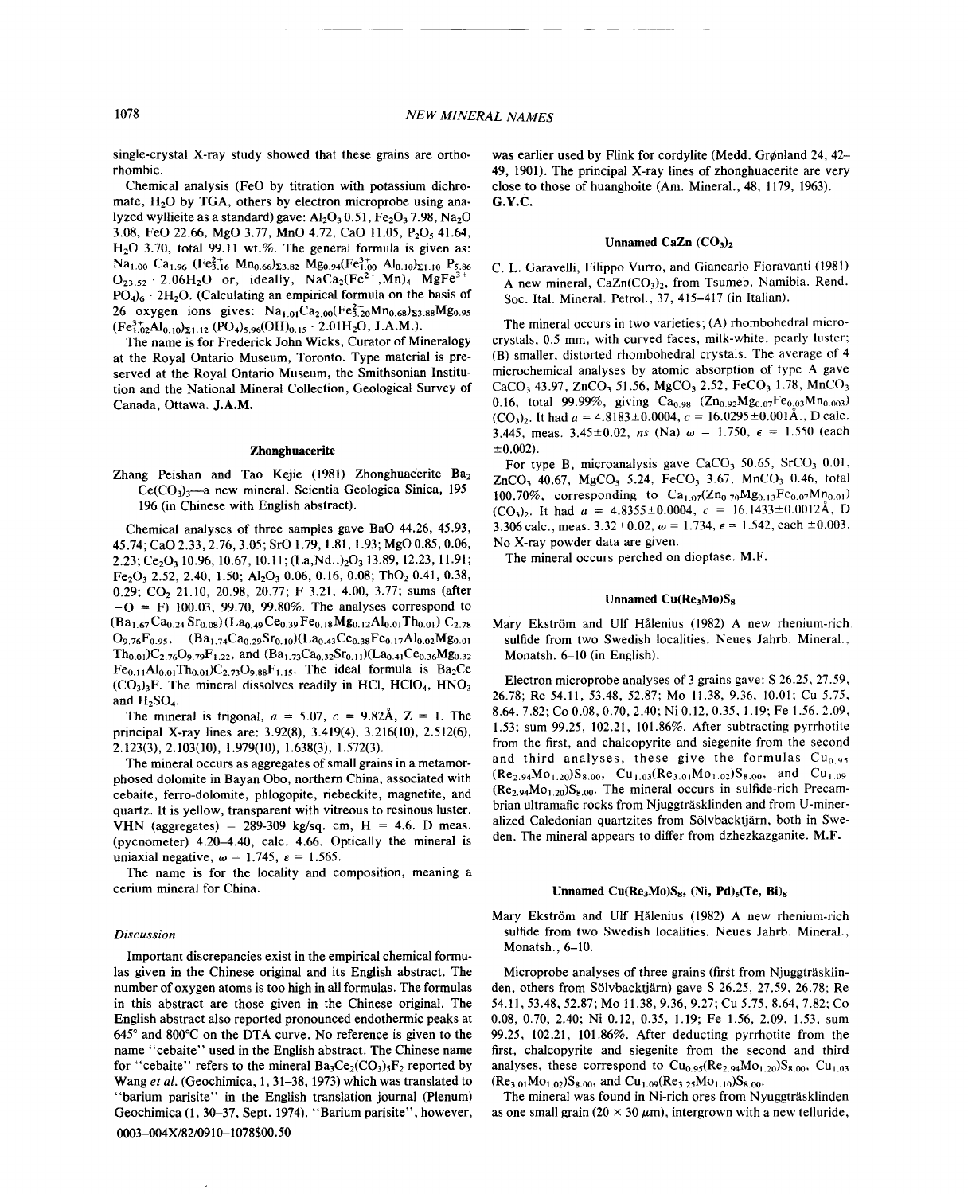single-crystal X-ray study showed that these grains are orthorhombic.

Chemical analysis (FeO by titration with potassium dichromate, $H_2O$ by TGA, others by electron microprobe using analyzed wyllieite as a standard) gave: $Al_2O_3$ 0.51, $Fe_2O_3$ 7.98, $Na_2O$ 3.08, FeO 22.66, MgO 3.77, MnO 4.72, CaO 11.05, $P_2O_5$ 41.64, $H_2O$ 3.70, total 99.11 wt.%. The general formula is given as: $Na_{1.00}$ $Ca_{1.96}$ $(Fe^{2+}_{3.16}$ $Mn_{0.66})_{\Sigma3.82}$ $Mg_{0.94}(Fe^{3+}_{1.00}$ $Al_{0.10})_{\Sigma1.10}$ $P_{5.86}$ $O_{23.52} \cdot 2.06H_2O$ or, ideally, $NaCa_2(Fe^{2+},Mn)_4$ $MgFe^{3+}$ $PO_4)_6 \cdot 2H_2O$. (Calculating an empirical formula on the basis of 26 oxygen ions gives: $Na_{1.01}Ca_{2.00}(Fe^{2+}_{3.20}Mn_{0.68})_{\Sigma3.88}Mg_{0.95}$ $(Fe^{3+}_{1.02}Al_{0.10})_{\Sigma1.12}$ $(PO_4)_{5.96}(OH)_{0.15} \cdot 2.01H_2O$, J.A.M.).

The name is for Frederick John Wicks, Curator of Mineralogy at the Royal Ontario Museum, Toronto. Type material is preserved at the Royal Ontario Museum, the Smithsonian Institution and the National Mineral Collection, Geological Survey of Canada, Ottawa. **J.A.M.**

### Zhonghuacerite

Zhang Peishan and Tao Kejie (1981) Zhonghuacerite $Ba_2Ce(CO_3)_3$—a new mineral. Scientia Geologica Sinica, 195-196 (in Chinese with English abstract).

Chemical analyses of three samples gave BaO 44.26, 45.93, 45.74; CaO 2.33, 2.76, 3.05; SrO 1.79, 1.81, 1.93; MgO 0.85, 0.06, 2.23; $Ce_2O_3$ 10.96, 10.67, 10.11; $(La,Nd..)_2O_3$ 13.89, 12.23, 11.91; $Fe_2O_3$ 2.52, 2.40, 1.50; $Al_2O_3$ 0.06, 0.16, 0.08; $ThO_2$ 0.41, 0.38, 0.29; $CO_2$ 21.10, 20.98, 20.77; F 3.21, 4.00, 3.77; sums (after −O = F) 100.03, 99.70, 99.80%. The analyses correspond to $(Ba_{1.67}Ca_{0.24}Sr_{0.08})(La_{0.49}Ce_{0.39}Fe_{0.18}Mg_{0.12}Al_{0.01}Th_{0.01})$ $C_{2.78}$ $O_{9.76}F_{0.95}$, $(Ba_{1.74}Ca_{0.29}Sr_{0.10})(La_{0.43}Ce_{0.38}Fe_{0.17}Al_{0.02}Mg_{0.01}$ $Th_{0.01})C_{2.76}O_{9.79}F_{1.22}$, and $(Ba_{1.73}Ca_{0.32}Sr_{0.11})(La_{0.41}Ce_{0.36}Mg_{0.32}$ $Fe_{0.11}Al_{0.01}Th_{0.01})C_{2.73}O_{9.88}F_{1.15}$. The ideal formula is $Ba_2Ce$ $(CO_3)_3F$. The mineral dissolves readily in HCl, $HClO_4$, $HNO_3$ and $H_2SO_4$.

The mineral is trigonal, $a$ = 5.07, $c$ = 9.82Å, Z = 1. The principal X-ray lines are: 3.92(8), 3.419(4), 3.216(10), 2.512(6), 2.123(3), 2.103(10), 1.979(10), 1.638(3), 1.572(3).

The mineral occurs as aggregates of small grains in a metamorphosed dolomite in Bayan Obo, northern China, associated with cebaite, ferro-dolomite, phlogopite, riebeckite, magnetite, and quartz. It is yellow, transparent with vitreous to resinous luster. VHN (aggregates) = 289-309 kg/sq. cm, H = 4.6. D meas. (pycnometer) 4.20–4.40, calc. 4.66. Optically the mineral is uniaxial negative, $\omega$ = 1.745, $\epsilon$ = 1.565.

The name is for the locality and composition, meaning a cerium mineral for China.

#### *Discussion*

Important discrepancies exist in the empirical chemical formulas given in the Chinese original and its English abstract. The number of oxygen atoms is too high in all formulas. The formulas in this abstract are those given in the Chinese original. The English abstract also reported pronounced endothermic peaks at 645° and 800°C on the DTA curve. No reference is given to the name "cebaite" used in the English abstract. The Chinese name for "cebaite" refers to the mineral $Ba_3Ce_2(CO_3)_5F_2$ reported by Wang *et al.* (Geochimica, 1, 31–38, 1973) which was translated to "barium parisite" in the English translation journal (Plenum) Geochimica (1, 30–37, Sept. 1974). "Barium parisite", however, was earlier used by Flink for cordylite (Medd. Grønland 24, 42–49, 1901). The principal X-ray lines of zhonghuacerite are very close to those of huanghoite (Am. Mineral., 48, 1179, 1963). **G.Y.C.**

### Unnamed $CaZn(CO_3)_2$

C. L. Garavelli, Filippo Vurro, and Giancarlo Fioravanti (1981) A new mineral, $CaZn(CO_3)_2$, from Tsumeb, Namibia. Rend. Soc. Ital. Mineral. Petrol., 37, 415–417 (in Italian).

The mineral occurs in two varieties; (A) rhombohedral microcrystals, 0.5 mm, with curved faces, milk-white, pearly luster; (B) smaller, distorted rhombohedral crystals. The average of 4 microchemical analyses by atomic absorption of type A gave $CaCO_3$ 43.97, $ZnCO_3$ 51.56, $MgCO_3$ 2.52, $FeCO_3$ 1.78, $MnCO_3$ 0.16, total 99.99%, giving $Ca_{0.98}$ $(Zn_{0.92}Mg_{0.07}Fe_{0.03}Mn_{0.003})$ $(CO_3)_2$. It had $a$ = 4.8183±0.0004, $c$ = 16.0295±0.001Å., D calc. 3.445, meas. 3.45±0.02, $ns$ (Na) $\omega$ = 1.750, $\epsilon$ = 1.550 (each ±0.002).

For type B, microanalysis gave $CaCO_3$ 50.65, $SrCO_3$ 0.01, $ZnCO_3$ 40.67, $MgCO_3$ 5.24, $FeCO_3$ 3.67, $MnCO_3$ 0.46, total 100.70%, corresponding to $Ca_{1.07}(Zn_{0.70}Mg_{0.13}Fe_{0.07}Mn_{0.01})$ $(CO_3)_2$. It had $a$ = 4.8355±0.0004, $c$ = 16.1433±0.0012Å, D 3.306 calc., meas. 3.32±0.02, $\omega$ = 1.734, $\epsilon$ = 1.542, each ±0.003. No X-ray powder data are given.

The mineral occurs perched on dioptase. **M.F.**

### Unnamed $Cu(Re_3Mo)S_8$

Mary Ekström and Ulf Hålenius (1982) A new rhenium-rich sulfide from two Swedish localities. Neues Jahrb. Mineral., Monatsh. 6–10 (in English).

Electron microprobe analyses of 3 grains gave: S 26.25, 27.59, 26.78; Re 54.11, 53.48, 52.87; Mo 11.38, 9.36, 10.01; Cu 5.75, 8.64, 7.82; Co 0.08, 0.70, 2.40; Ni 0.12, 0.35, 1.19; Fe 1.56, 2.09, 1.53; sum 99.25, 102.21, 101.86%. After subtracting pyrrhotite from the first, and chalcopyrite and siegenite from the second and third analyses, these give the formulas $Cu_{0.95}$ $(Re_{2.94}Mo_{1.20})S_{8.00}$, $Cu_{1.03}(Re_{3.01}Mo_{1.02})S_{8.00}$, and $Cu_{1.09}$ $(Re_{2.94}Mo_{1.20})S_{8.00}$. The mineral occurs in sulfide-rich Precambrian ultramafic rocks from Njuggträsklinden and from U-mineralized Caledonian quartzites from Sölvbacktjärn, both in Sweden. The mineral appears to differ from dzhezkazganite. **M.F.**

### Unnamed $Cu(Re_3Mo)S_8$, $(Ni, Pd)_5(Te, Bi)_8$

Mary Ekström and Ulf Hålenius (1982) A new rhenium-rich sulfide from two Swedish localities. Neues Jahrb. Mineral., Monatsh., 6–10.

Microprobe analyses of three grains (first from Njuggträsklinden, others from Sölvbacktjärn) gave S 26.25, 27.59, 26.78; Re 54.11, 53.48, 52.87; Mo 11.38, 9.36, 9.27; Cu 5.75, 8.64, 7.82; Co 0.08, 0.70, 2.40; Ni 0.12, 0.35, 1.19; Fe 1.56, 2.09, 1.53, sum 99.25, 102.21, 101.86%. After deducting pyrrhotite from the first, chalcopyrite and siegenite from the second and third analyses, these correspond to $Cu_{0.95}(Re_{2.94}Mo_{1.20})S_{8.00}$, $Cu_{1.03}$ $(Re_{3.01}Mo_{1.02})S_{8.00}$, and $Cu_{1.09}(Re_{3.25}Mo_{1.10})S_{8.00}$.

The mineral was found in Ni-rich ores from Nyuggträsklinden as one small grain (20 × 30 $\mu$m), intergrown with a new telluride,

0003–004X/82/0910–1078$00.50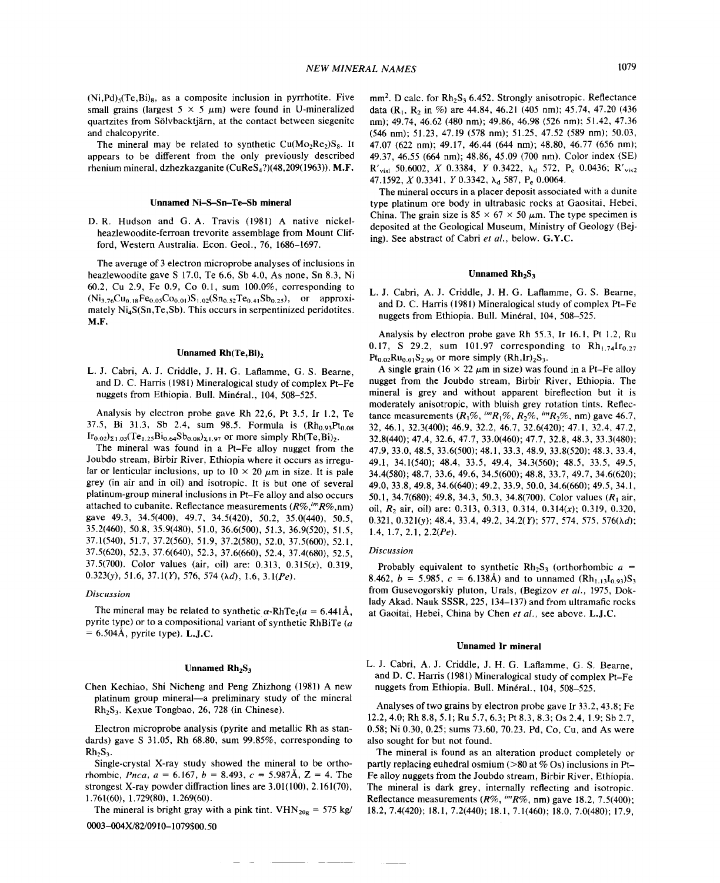$(Ni,Pd)_5(Te,Bi)_8$, as a composite inclusion in pyrrhotite. Five small grains (largest 5 × 5 μm) were found in U-mineralized quartzites from Sölvbacktjärn, at the contact between siegenite and chalcopyrite.

The mineral may be related to synthetic $Cu(Mo_2Re_2)S_8$. It appears to be different from the only previously described rhenium mineral, dzhezkazganite ($CuReS_4$?)(48,209(1963)). **M.F.**

### Unnamed Ni–S–Sn–Te–Sb mineral

D. R. Hudson and G. A. Travis (1981) A native nickel-heazlewoodite-ferroan trevorite assemblage from Mount Clifford, Western Australia. Econ. Geol., 76, 1686–1697.

The average of 3 electron microprobe analyses of inclusions in heazlewoodite gave S 17.0, Te 6.6, Sb 4.0, As none, Sn 8.3, Ni 60.2, Cu 2.9, Fe 0.9, Co 0.1, sum 100.0%, corresponding to $(Ni_{3.76}Cu_{0.18}Fe_{0.05}Co_{0.01})S_{1.02}(Sn_{0.52}Te_{0.41}Sb_{0.25})$, or approximately $Ni_4S(Sn,Te,Sb)$. This occurs in serpentinized peridotites. **M.F.**

### Unnamed $Rh(Te,Bi)_2$

L. J. Cabri, A. J. Criddle, J. H. G. Laflamme, G. S. Bearne, and D. C. Harris (1981) Mineralogical study of complex Pt–Fe nuggets from Ethiopia. Bull. Minéral., 104, 508–525.

Analysis by electron probe gave Rh 22,6, Pt 3.5, Ir 1.2, Te 37.5, Bi 31.3, Sb 2.4, sum 98.5. Formula is $(Rh_{0.93}Pt_{0.08}Ir_{0.02})_{\Sigma1.03}(Te_{1.25}Bi_{0.64}Sb_{0.08})_{\Sigma1.97}$ or more simply $Rh(Te,Bi)_2$.

The mineral was found in a Pt–Fe alloy nugget from the Joubdo stream, Birbir River, Ethiopia where it occurs as irregular or lenticular inclusions, up to 10 × 20 μm in size. It is pale grey (in air and in oil) and isotropic. It is but one of several platinum-group mineral inclusions in Pt–Fe alloy and also occurs attached to cubanite. Reflectance measurements (*R%,*$^{im}$*R%,nm*) gave 49.3, 34.5(400), 49.7, 34.5(420), 50.2, 35.0(440), 50.5, 35.2(460), 50.8, 35.9(480), 51.0, 36.6(500), 51.3, 36.9(520), 51.5, 37.1(540), 51.7, 37.2(560), 51.9, 37.2(580), 52.0, 37.5(600), 52.1, 37.5(620), 52.3, 37.6(640), 52.3, 37.6(660), 52.4, 37.4(680), 52.5, 37.5(700). Color values (air, oil) are: 0.313, 0.315(*x*), 0.319, 0.323(*y*), 51.6, 37.1(*Y*), 576, 574 (*λd*), 1.6, 3.1(*Pe*).

*Discussion*

The mineral may be related to synthetic α-$RhTe_2$($a$ = 6.441Å, pyrite type) or to a compositional variant of synthetic RhBiTe ($a$ = 6.504Å, pyrite type). **L.J.C.**

### Unnamed $Rh_2S_3$

Chen Kechiao, Shi Nicheng and Peng Zhizhong (1981) A new platinum group mineral—a preliminary study of the mineral $Rh_2S_3$. Kexue Tongbao, 26, 728 (in Chinese).

Electron microprobe analysis (pyrite and metallic Rh as standards) gave S 31.05, Rh 68.80, sum 99.85%, corresponding to $Rh_2S_3$.

Single-crystal X-ray study showed the mineral to be orthorhombic, *Pnca*, $a$ = 6.167, $b$ = 8.493, $c$ = 5.987Å, Z = 4. The strongest X-ray powder diffraction lines are 3.01(100), 2.161(70), 1.761(60), 1.729(80), 1.269(60).

The mineral is bright gray with a pink tint. $VHN_{20g}$ = 575 kg/mm$^2$. D calc. for $Rh_2S_3$ 6.452. Strongly anisotropic. Reflectance data ($R_1$, $R_2$ in %) are 44.84, 46.21 (405 nm); 45.74, 47.20 (436 nm); 49.74, 46.62 (480 nm); 49.86, 46.98 (526 nm); 51.42, 47.36 (546 nm); 51.23, 47.19 (578 nm); 51.25, 47.52 (589 nm); 50.03, 47.07 (622 nm); 49.17, 46.44 (644 nm); 48.80, 46.77 (656 nm); 49.37, 46.55 (664 nm); 48.86, 45.09 (700 nm). Color index (SE) $R'_{vis1}$ 50.6002, $X$ 0.3384, $Y$ 0.3422, $\lambda_d$ 572, $P_e$ 0.0436; $R'_{vis2}$ 47.1592, $X$ 0.3341, $Y$ 0.3342, $\lambda_d$ 587, $P_e$ 0.0064.

The mineral occurs in a placer deposit associated with a dunite type platinum ore body in ultrabasic rocks at Gaositai, Hebei, China. The grain size is 85 × 67 × 50 μm. The type specimen is deposited at the Geological Museum, Ministry of Geology (Beijing). See abstract of Cabri *et al.*, below. **G.Y.C.**

### Unnamed $Rh_2S_3$

L. J. Cabri, A. J. Criddle, J. H. G. Laflamme, G. S. Bearne, and D. C. Harris (1981) Mineralogical study of complex Pt–Fe nuggets from Ethiopia. Bull. Minéral, 104, 508–525.

Analysis by electron probe gave Rh 55.3, Ir 16.1, Pt 1.2, Ru 0.17, S 29.2, sum 101.97 corresponding to $Rh_{1.74}Ir_{0.27}Pt_{0.02}Ru_{0.01}S_{2.96}$ or more simply $(Rh,Ir)_2S_3$.

A single grain (16 × 22 μm in size) was found in a Pt–Fe alloy nugget from the Joubdo stream, Birbir River, Ethiopia. The mineral is grey and without apparent bireflection but it is moderately anisotropic, with bluish grey rotation tints. Reflectance measurements ($R_1$%, $^{im}R_1$%, $R_2$%, $^{im}R_2$%, nm) gave 46.7, 32, 46.1, 32.3(400); 46.9, 32.2, 46.7, 32.6(420); 47.1, 32.4, 47.2, 32.8(440); 47.4, 32.6, 47.7, 33.0(460); 47.7, 32.8, 48.3, 33.3(480); 47.9, 33.0, 48.5, 33.6(500); 48.1, 33.3, 48.9, 33.8(520); 48.3, 33.4, 49.1, 34.1(540); 48.4, 33.5, 49.4, 34.3(560); 48.5, 33.5, 49.5, 34.4(580); 48.7, 33.6, 49.6, 34.5(600); 48.8, 33.7, 49.7, 34.6(620); 49.0, 33.8, 49.8, 34.6(640); 49.2, 33.9, 50.0, 34.6(660); 49.5, 34.1, 50.1, 34.7(680); 49.8, 34.3, 50.3, 34.8(700). Color values ($R_1$ air, oil, $R_2$ air, oil) are: 0.313, 0.313, 0.314, 0.314(*x*); 0.319, 0.320, 0.321, 0.321(*y*); 48.4, 33.4, 49.2, 34.2(*Y*); 577, 574, 575, 576(*λd*); 1.4, 1.7, 2.1, 2.2(*Pe*).

*Discussion*

Probably equivalent to synthetic $Rh_2S_3$ (orthorhombic $a$ = 8.462, $b$ = 5.985, $c$ = 6.138Å) and to unnamed $(Rh_{1.13}I_{0.93})S_3$ from Gusevogorskiy pluton, Urals, (Begizov *et al.*, 1975, Doklady Akad. Nauk SSSR, 225, 134–137) and from ultramafic rocks at Gaoitai, Hebei, China by Chen *et al.*, see above. **L.J.C.**

### Unnamed Ir mineral

L. J. Cabri, A. J. Criddle, J. H. G. Laflamme, G. S. Bearne, and D. C. Harris (1981) Mineralogical study of complex Pt–Fe nuggets from Ethiopia. Bull. Minéral., 104, 508–525.

Analyses of two grains by electron probe gave Ir 33.2, 43.8; Fe 12.2, 4.0; Rh 8.8, 5.1; Ru 5.7, 6.3; Pt 8.3, 8.3; Os 2.4, 1.9; Sb 2.7, 0.58; Ni 0.30, 0.25; sums 73.60, 70.23. Pd, Co, Cu, and As were also sought for but not found.

The mineral is found as an alteration product completely or partly replacing euhedral osmium (>80 at % Os) inclusions in Pt–Fe alloy nuggets from the Joubdo stream, Birbir River, Ethiopia. The mineral is dark grey, internally reflecting and isotropic. Reflectance measurements (*R%*, $^{im}$*R%*, nm) gave 18.2, 7.5(400); 18.2, 7.4(420); 18.1, 7.2(440); 18.1, 7.1(460); 18.0, 7.0(480); 17.9,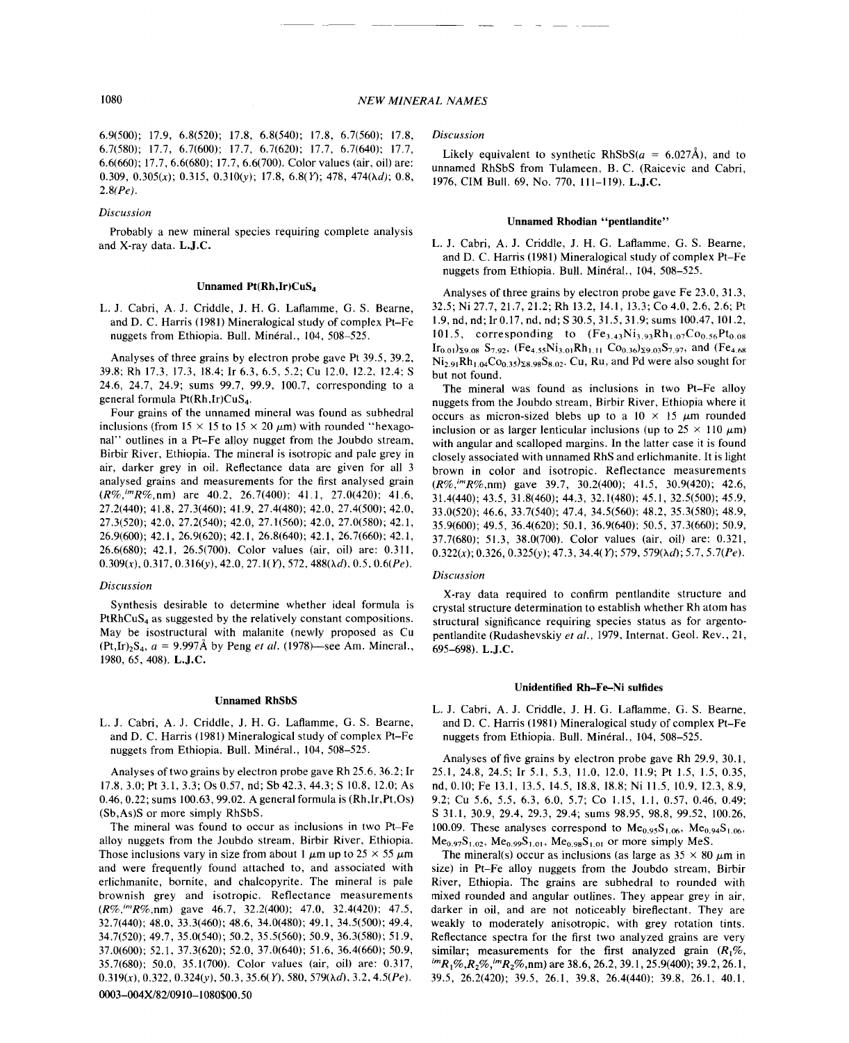6.9(500); 17.9, 6.8(520); 17.8, 6.8(540); 17.8, 6.7(560); 17.8, 6.7(580); 17.7, 6.7(600); 17.7, 6.7(620); 17.7, 6.7(640); 17.7, 6.6(660); 17.7, 6.6(680); 17.7, 6.6(700). Color values (air, oil) are: 0.309, 0.305(*x*); 0.315, 0.310(*y*); 17.8, 6.8(*Y*); 478, 474($\lambda d$); 0.8, 2.8(*Pe*).

*Discussion*

Probably a new mineral species requiring complete analysis and X-ray data. **L.J.C.**

### Unnamed Pt(Rh,Ir)$CuS_4$

L. J. Cabri, A. J. Criddle, J. H. G. Laflamme, G. S. Bearne, and D. C. Harris (1981) Mineralogical study of complex Pt–Fe nuggets from Ethiopia. Bull. Minéral., 104, 508–525.

Analyses of three grains by electron probe gave Pt 39.5, 39.2, 39.8; Rh 17.3, 17.3, 18.4; Ir 6.3, 6.5, 5.2; Cu 12.0, 12.2, 12.4; S 24.6, 24.7, 24.9; sums 99.7, 99.9, 100.7, corresponding to a general formula Pt(Rh,Ir)$CuS_4$.

Four grains of the unnamed mineral was found as subhedral inclusions (from 15 × 15 to 15 × 20 $\mu$m) with rounded "hexagonal" outlines in a Pt–Fe alloy nugget from the Joubdo stream, Birbir River, Ethiopia. The mineral is isotropic and pale grey in air, darker grey in oil. Reflectance data are given for all 3 analysed grains and measurements for the first analysed grain ($R\%$,${}^{im}R\%$,nm) are 40.2, 26.7(400); 41.1, 27.0(420); 41.6, 27.2(440); 41.8, 27.3(460); 41.9, 27.4(480); 42.0, 27.4(500); 42.0, 27.3(520); 42.0, 27.2(540); 42.0, 27.1(560); 42.0, 27.0(580); 42.1, 26.9(600); 42.1, 26.9(620); 42.1, 26.8(640); 42.1, 26.7(660); 42.1, 26.6(680); 42.1, 26.5(700). Color values (air, oil) are: 0.311, 0.309(*x*), 0.317, 0.316(*y*), 42.0, 27.1(*Y*), 572, 488($\lambda d$), 0.5, 0.6(*Pe*).

*Discussion*

Synthesis desirable to determine whether ideal formula is $PtRhCuS_4$ as suggested by the relatively constant compositions. May be isostructural with malanite (newly proposed as Cu $(Pt,Ir)_2S_4$, *a* = 9.997Å by Peng *et al.* (1978)—see Am. Mineral., 1980, 65, 408). **L.J.C.**

### Unnamed RhSbS

L. J. Cabri, A. J. Criddle, J. H. G. Laflamme, G. S. Bearne, and D. C. Harris (1981) Mineralogical study of complex Pt–Fe nuggets from Ethiopia. Bull. Minéral., 104, 508–525.

Analyses of two grains by electron probe gave Rh 25.6, 36.2; Ir 17.8, 3.0; Pt 3.1, 3.3; Os 0.57, nd; Sb 42.3, 44.3; S 10.8, 12.0; As 0.46, 0.22; sums 100.63, 99.02. A general formula is (Rh,Ir,Pt,Os)(Sb,As)S or more simply RhSbS.

The mineral was found to occur as inclusions in two Pt–Fe alloy nuggets from the Joubdo stream, Birbir River, Ethiopia. Those inclusions vary in size from about 1 $\mu$m up to 25 × 55 $\mu$m and were frequently found attached to, and associated with erlichmanite, bornite, and chalcopyrite. The mineral is pale brownish grey and isotropic. Reflectance measurements ($R\%$,${}^{im}R\%$,nm) gave 46.7, 32.2(400); 47.0, 32.4(420); 47.5, 32.7(440); 48.0, 33.3(460); 48.6, 34.0(480); 49.1, 34.5(500); 49.4, 34.7(520); 49.7, 35.0(540); 50.2, 35.5(560); 50.9, 36.3(580); 51.9, 37.0(600); 52.1, 37.3(620); 52.0, 37.0(640); 51.6, 36.4(660); 50.9, 35.7(680); 50.0, 35.1(700). Color values (air, oil) are: 0.317, 0.319(*x*), 0.322, 0.324(*y*), 50.3, 35.6(*Y*), 580, 579($\lambda d$), 3.2, 4.5(*Pe*).

*Discussion*

Likely equivalent to synthetic RhSbS(*a* = 6.027Å), and to unnamed RhSbS from Tulameen, B. C. (Raicevic and Cabri, 1976, CIM Bull. 69, No. 770, 111–119). **L.J.C.**

### Unnamed Rhodian "pentlandite"

L. J. Cabri, A. J. Criddle, J. H. G. Laflamme, G. S. Bearne, and D. C. Harris (1981) Mineralogical study of complex Pt–Fe nuggets from Ethiopia. Bull. Minéral., 104, 508–525.

Analyses of three grains by electron probe gave Fe 23.0, 31.3, 32.5; Ni 27.7, 21.7, 21.2; Rh 13.2, 14.1, 13.3; Co 4.0, 2.6, 2.6; Pt 1.9, nd, nd; Ir 0.17, nd, nd; S 30.5, 31.5, 31.9; sums 100.47, 101.2, 101.5, corresponding to $(Fe_{3.43}Ni_{3.93}Rh_{1.07}Co_{0.56}Pt_{0.08}Ir_{0.01})_{\Sigma 9.08}\ S_{7.92}$, $(Fe_{4.55}Ni_{3.01}Rh_{1.11}\ Co_{0.36})_{\Sigma 9.03}S_{7.97}$, and $(Fe_{4.68}Ni_{2.91}Rh_{1.04}Co_{0.35})_{\Sigma 8.98}S_{8.02}$. Cu, Ru, and Pd were also sought for but not found.

The mineral was found as inclusions in two Pt–Fe alloy nuggets from the Joubdo stream, Birbir River, Ethiopia where it occurs as micron-sized blebs up to a 10 × 15 $\mu$m rounded inclusion or as larger lenticular inclusions (up to 25 × 110 $\mu$m) with angular and scalloped margins. In the latter case it is found closely associated with unnamed RhS and erlichmanite. It is light brown in color and isotropic. Reflectance measurements ($R\%$,${}^{im}R\%$,nm) gave 39.7, 30.2(400); 41.5, 30.9(420); 42.6, 31.4(440); 43.5, 31.8(460); 44.3, 32.1(480); 45.1, 32.5(500); 45.9, 33.0(520); 46.6, 33.7(540); 47.4, 34.5(560); 48.2, 35.3(580); 48.9, 35.9(600); 49.5, 36.4(620); 50.1, 36.9(640); 50.5, 37.3(660); 50.9, 37.7(680); 51.3, 38.0(700). Color values (air, oil) are: 0.321, 0.322(*x*); 0.326, 0.325(*y*); 47.3, 34.4(*Y*); 579, 579($\lambda d$); 5.7, 5.7(*Pe*).

*Discussion*

X-ray data required to confirm pentlandite structure and crystal structure determination to establish whether Rh atom has structural significance requiring species status as for argentopentlandite (Rudashevskiy *et al.*, 1979, Internat. Geol. Rev., 21, 695–698). **L.J.C.**

### Unidentified Rh–Fe–Ni sulfides

L. J. Cabri, A. J. Criddle, J. H. G. Laflamme, G. S. Bearne, and D. C. Harris (1981) Mineralogical study of complex Pt–Fe nuggets from Ethiopia. Bull. Minéral., 104, 508–525.

Analyses of five grains by electron probe gave Rh 29.9, 30.1, 25.1, 24.8, 24.5; Ir 5.1, 5.3, 11.0, 12.0, 11.9; Pt 1.5, 1.5, 0.35, nd, 0.10; Fe 13.1, 13.5, 14.5, 18.8, 18.8; Ni 11.5, 10.9, 12.3, 8.9, 9.2; Cu 5.6, 5.5, 6.3, 6.0, 5.7; Co 1.15, 1.1, 0.57, 0.46, 0.49; S 31.1, 30.9, 29.4, 29.3, 29.4; sums 98.95, 98.8, 99.52, 100.26, 100.09. These analyses correspond to $Me_{0.95}S_{1.06}$, $Me_{0.94}S_{1.06}$, $Me_{0.97}S_{1.02}$, $Me_{0.99}S_{1.01}$, $Me_{0.98}S_{1.01}$ or more simply MeS.

The mineral(s) occur as inclusions (as large as 35 × 80 $\mu$m in size) in Pt–Fe alloy nuggets from the Joubdo stream, Birbir River, Ethiopia. The grains are subhedral to rounded with mixed rounded and angular outlines. They appear grey in air, darker in oil, and are not noticeably bireflectant. They are weakly to moderately anisotropic, with grey rotation tints. Reflectance spectra for the first two analyzed grains are very similar; measurements for the first analyzed grain ($R_1\%$, ${}^{im}R_1\%$,$R_2\%$,${}^{im}R_2\%$,nm) are 38.6, 26.2, 39.1, 25.9(400); 39.2, 26.1, 39.5, 26.2(420); 39.5, 26.1, 39.8, 26.4(440); 39.8, 26.1, 40.1,

0003–004X/82/0910–1080$00.50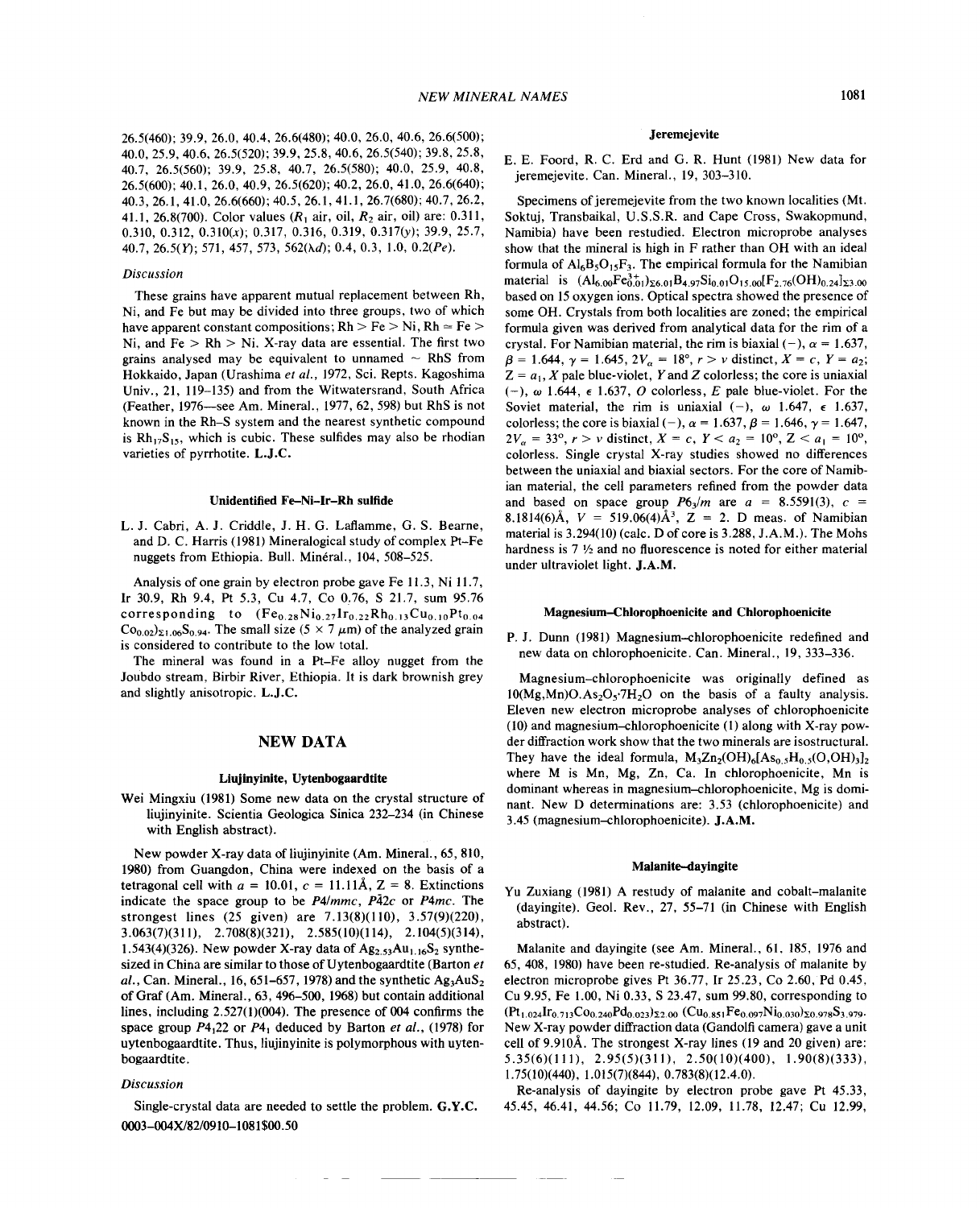26.5(460); 39.9, 26.0, 40.4, 26.6(480); 40.0, 26.0, 40.6, 26.6(500); 40.0, 25.9, 40.6, 26.5(520); 39.9, 25.8, 40.6, 26.5(540); 39.8, 25.8, 40.7, 26.5(560); 39.9, 25.8, 40.7, 26.5(580); 40.0, 25.9, 40.8, 26.5(600); 40.1, 26.0, 40.9, 26.5(620); 40.2, 26.0, 41.0, 26.6(640); 40.3, 26.1, 41.0, 26.6(660); 40.5, 26.1, 41.1, 26.7(680); 40.7, 26.2, 41.1, 26.8(700). Color values ($R_1$ air, oil, $R_2$ air, oil) are: 0.311, 0.310, 0.312, 0.310($x$); 0.317, 0.316, 0.319, 0.317($y$); 39.9, 25.7, 40.7, 26.5($Y$); 571, 457, 573, 562($\lambda d$); 0.4, 0.3, 1.0, 0.2($Pe$).

*Discussion*

These grains have apparent mutual replacement between Rh, Ni, and Fe but may be divided into three groups, two of which have apparent constant compositions; Rh > Fe > Ni, Rh ≃ Fe > Ni, and Fe > Rh > Ni. X-ray data are essential. The first two grains analysed may be equivalent to unnamed ~ RhS from Hokkaido, Japan (Urashima *et al.*, 1972, Sci. Repts. Kagoshima Univ., 21, 119–135) and from the Witwatersrand, South Africa (Feather, 1976—see Am. Mineral., 1977, 62, 598) but RhS is not known in the Rh–S system and the nearest synthetic compound is $Rh_{17}S_{15}$, which is cubic. These sulfides may also be rhodian varieties of pyrrhotite. **L.J.C.**

### Unidentified Fe–Ni–Ir–Rh sulfide

L. J. Cabri, A. J. Criddle, J. H. G. Laflamme, G. S. Bearne, and D. C. Harris (1981) Mineralogical study of complex Pt–Fe nuggets from Ethiopia. Bull. Minéral., 104, 508–525.

Analysis of one grain by electron probe gave Fe 11.3, Ni 11.7, Ir 30.9, Rh 9.4, Pt 5.3, Cu 4.7, Co 0.76, S 21.7, sum 95.76 corresponding to $(Fe_{0.28}Ni_{0.27}Ir_{0.22}Rh_{0.13}Cu_{0.10}Pt_{0.04}Co_{0.02})_{\Sigma 1.06}S_{0.94}$. The small size (5 × 7 μm) of the analyzed grain is considered to contribute to the low total.

The mineral was found in a Pt–Fe alloy nugget from the Joubdo stream, Birbir River, Ethiopia. It is dark brownish grey and slightly anisotropic. **L.J.C.**

## NEW DATA

### Liujinyinite, Uytenbogaardtite

Wei Mingxiu (1981) Some new data on the crystal structure of liujinyinite. Scientia Geologica Sinica 232–234 (in Chinese with English abstract).

New powder X-ray data of liujinyinite (Am. Mineral., 65, 810, 1980) from Guangdon, China were indexed on the basis of a tetragonal cell with $a$ = 10.01, $c$ = 11.11Å, Z = 8. Extinctions indicate the space group to be $P4/mmc$, $P\bar{4}2c$ or $P4mc$. The strongest lines (25 given) are 7.13(8)(110), 3.57(9)(220), 3.063(7)(311), 2.708(8)(321), 2.585(10)(114), 2.104(5)(314), 1.543(4)(326). New powder X-ray data of $Ag_{2.53}Au_{1.16}S_2$ synthesized in China are similar to those of Uytenbogaardtite (Barton *et al.*, Can. Mineral., 16, 651–657, 1978) and the synthetic $Ag_3AuS_2$ of Graf (Am. Mineral., 63, 496–500, 1968) but contain additional lines, including 2.527(1)(004). The presence of 004 confirms the space group $P4_122$ or $P4_1$ deduced by Barton *et al.*, (1978) for uytenbogaardtite. Thus, liujinyinite is polymorphous with uytenbogaardtite.

*Discussion*

Single-crystal data are needed to settle the problem. **G.Y.C.**

### Jeremejevite

E. E. Foord, R. C. Erd and G. R. Hunt (1981) New data for jeremejevite. Can. Mineral., 19, 303–310.

Specimens of jeremejevite from the two known localities (Mt. Soktuj, Transbaikal, U.S.S.R. and Cape Cross, Swakopmund, Namibia) have been restudied. Electron microprobe analyses show that the mineral is high in F rather than OH with an ideal formula of $Al_6B_5O_{15}F_3$. The empirical formula for the Namibian material is $(Al_{6.00}Fe^{3+}_{0.01})_{\Sigma 6.01}B_{4.97}Si_{0.01}O_{15.00}[F_{2.76}(OH)_{0.24}]_{\Sigma 3.00}$ based on 15 oxygen ions. Optical spectra showed the presence of some OH. Crystals from both localities are zoned; the empirical formula given was derived from analytical data for the rim of a crystal. For Namibian material, the rim is biaxial (−), $\alpha$ = 1.637, $\beta$ = 1.644, $\gamma$ = 1.645, $2V_\alpha$ = 18°, $r > v$ distinct, $X = c$, $Y = a_2$; $Z = a_1$, $X$ pale blue-violet, $Y$ and $Z$ colorless; the core is uniaxial (−), $\omega$ 1.644, $\epsilon$ 1.637, $O$ colorless, $E$ pale blue-violet. For the Soviet material, the rim is uniaxial (−), $\omega$ 1.647, $\epsilon$ 1.637, colorless; the core is biaxial (−), $\alpha$ = 1.637, $\beta$ = 1.646, $\gamma$ = 1.647, $2V_\alpha$ = 33°, $r > v$ distinct, $X = c$, $Y < a_2$ = 10°, $Z < a_1$ = 10°, colorless. Single crystal X-ray studies showed no differences between the uniaxial and biaxial sectors. For the core of Namibian material, the cell parameters refined from the powder data and based on space group $P6_3/m$ are $a$ = 8.5591(3), $c$ = 8.1814(6)Å, $V$ = 519.06(4)Å$^3$, Z = 2. D meas. of Namibian material is 3.294(10) (calc. D of core is 3.288, J.A.M.). The Mohs hardness is 7 ½ and no fluorescence is noted for either material under ultraviolet light. **J.A.M.**

### Magnesium–Chlorophoenicite and Chlorophoenicite

P. J. Dunn (1981) Magnesium-chlorophoenicite redefined and new data on chlorophoenicite. Can. Mineral., 19, 333–336.

Magnesium–chlorophoenicite was originally defined as $10(Mg,Mn)O.As_2O_5 \cdot 7H_2O$ on the basis of a faulty analysis. Eleven new electron microprobe analyses of chlorophoenicite (10) and magnesium–chlorophoenicite (1) along with X-ray powder diffraction work show that the two minerals are isostructural. They have the ideal formula, $M_3Zn_2(OH)_6[As_{0.5}H_{0.5}(O,OH)_3]_2$ where M is Mn, Mg, Zn, Ca. In chlorophoenicite, Mn is dominant whereas in magnesium–chlorophoenicite, Mg is dominant. New D determinations are: 3.53 (chlorophoenicite) and 3.45 (magnesium–chlorophoenicite). **J.A.M.**

### Malanite–dayingite

Yu Zuxiang (1981) A restudy of malanite and cobalt-malanite (dayingite). Geol. Rev., 27, 55–71 (in Chinese with English abstract).

Malanite and dayingite (see Am. Mineral., 61, 185, 1976 and 65, 408, 1980) have been re-studied. Re-analysis of malanite by electron microprobe gives Pt 36.77, Ir 25.23, Co 2.60, Pd 0.45, Cu 9.95, Fe 1.00, Ni 0.33, S 23.47, sum 99.80, corresponding to $(Pt_{1.024}Ir_{0.713}Co_{0.240}Pd_{0.023})_{\Sigma 2.00}(Cu_{0.851}Fe_{0.097}Ni_{0.030})_{\Sigma 0.978}S_{3.979}$. New X-ray powder diffraction data (Gandolfi camera) gave a unit cell of 9.910Å. The strongest X-ray lines (19 and 20 given) are: 5.35(6)(111), 2.95(5)(311), 2.50(10)(400), 1.90(8)(333), 1.75(10)(440), 1.015(7)(844), 0.783(8)(12.4.0).

Re-analysis of dayingite by electron probe gave Pt 45.33, 45.45, 46.41, 44.56; Co 11.79, 12.09, 11.78, 12.47; Cu 12.99,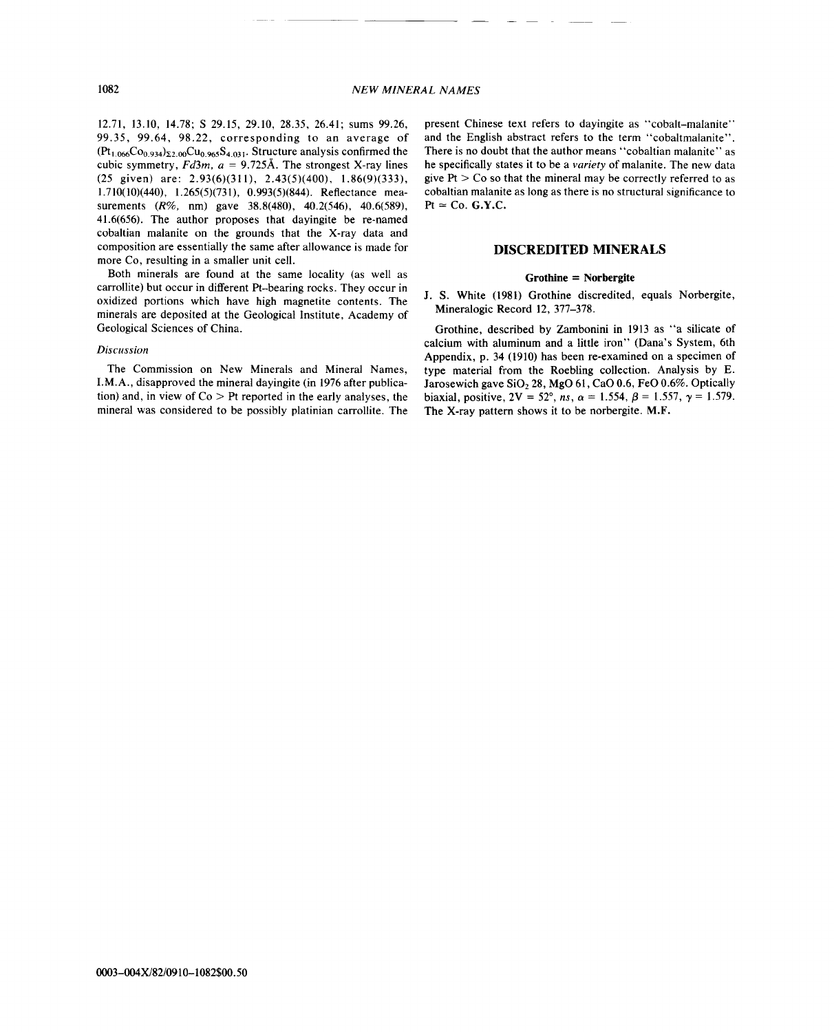12.71, 13.10, 14.78; S 29.15, 29.10, 28.35, 26.41; sums 99.26, 99.35, 99.64, 98.22, corresponding to an average of $(Pt_{1.066}Co_{0.934})_{\Sigma 2.00}Cu_{0.965}S_{4.031}$. Structure analysis confirmed the cubic symmetry, $Fd3m$, $a$ = 9.725Å. The strongest X-ray lines (25 given) are: 2.93(6)(311), 2.43(5)(400), 1.86(9)(333), 1.710(10)(440), 1.265(5)(731), 0.993(5)(844). Reflectance measurements ($R\%$, nm) gave 38.8(480), 40.2(546), 40.6(589), 41.6(656). The author proposes that dayingite be re-named cobaltian malanite on the grounds that the X-ray data and composition are essentially the same after allowance is made for more Co, resulting in a smaller unit cell.

Both minerals are found at the same locality (as well as carrollite) but occur in different Pt-bearing rocks. They occur in oxidized portions which have high magnetite contents. The minerals are deposited at the Geological Institute, Academy of Geological Sciences of China.

*Discussion*

The Commission on New Minerals and Mineral Names, I.M.A., disapproved the mineral dayingite (in 1976 after publication) and, in view of Co > Pt reported in the early analyses, the mineral was considered to be possibly platinian carrollite. The present Chinese text refers to dayingite as "cobalt–malanite" and the English abstract refers to the term "cobaltmalanite". There is no doubt that the author means "cobaltian malanite" as he specifically states it to be a *variety* of malanite. The new data give Pt > Co so that the mineral may be correctly referred to as cobaltian malanite as long as there is no structural significance to Pt = Co. **G.Y.C.**

## DISCREDITED MINERALS

### Grothine = Norbergite

J. S. White (1981) Grothine discredited, equals Norbergite, Mineralogic Record 12, 377–378.

Grothine, described by Zambonini in 1913 as "a silicate of calcium with aluminum and a little iron" (Dana's System, 6th Appendix, p. 34 (1910) has been re-examined on a specimen of type material from the Roebling collection. Analysis by E. Jarosewich gave $SiO_2$ 28, MgO 61, CaO 0.6, FeO 0.6%. Optically biaxial, positive, 2V = 52°, *ns*, $\alpha$ = 1.554, $\beta$ = 1.557, $\gamma$ = 1.579. The X-ray pattern shows it to be norbergite. **M.F.**

0003–004X/82/0910–1082$00.50